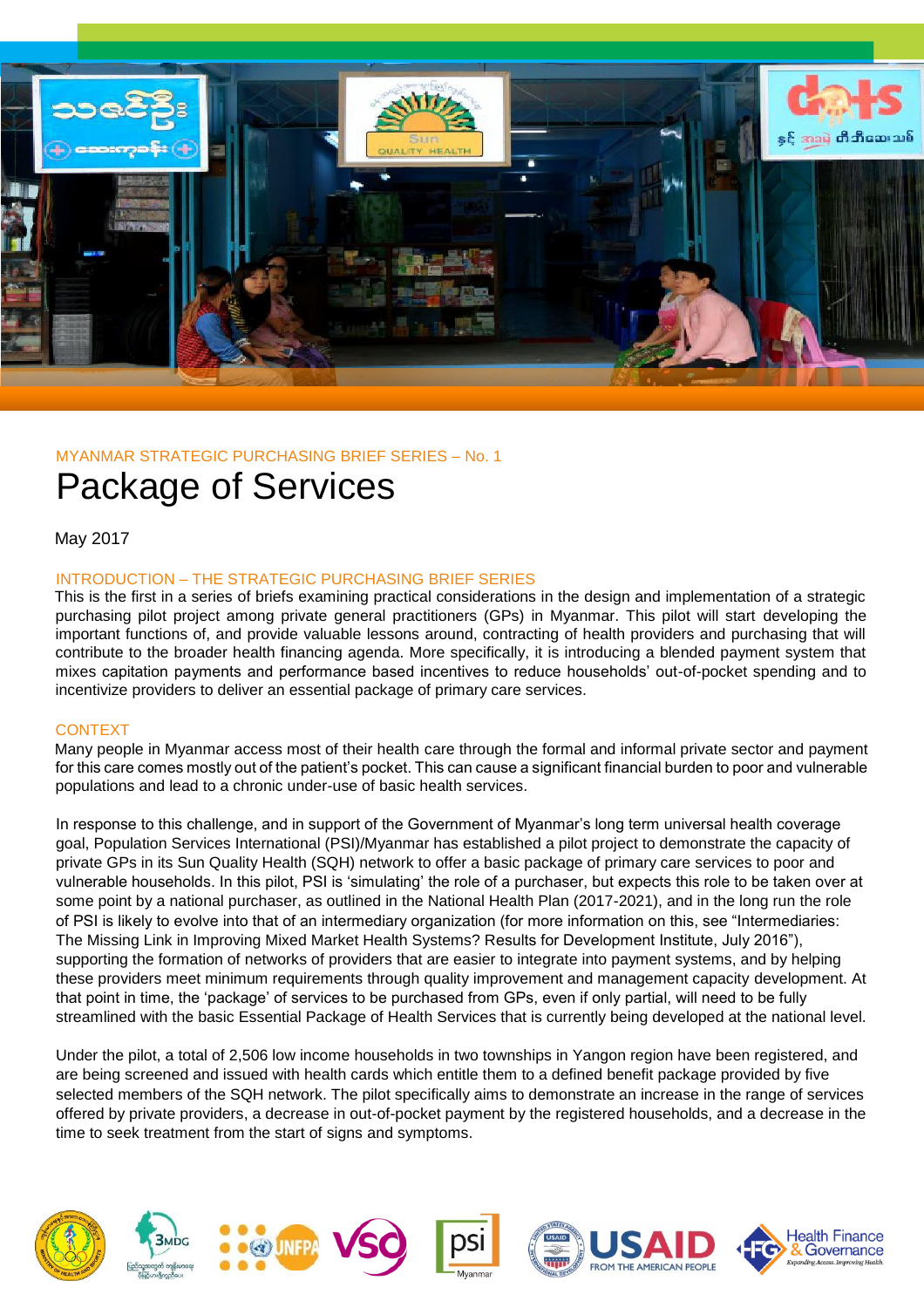MYANMAR STRATEGIC PURCHASING BRIEF SERIES – No. 1

# Package of Services

May 2017

## INTRODUCTION – THE STRATEGIC PURCHASING BRIEF SERIES

This is the first in a series of briefs examining practical considerations in the design and implementation of a strategic purchasing pilot project among private general practitioners (GPs) in Myanmar. This pilot will start developing the important functions of, and provide valuable lessons around, contracting of health providers and purchasing that will contribute to the broader health financing agenda. More specifically, it is introducing a blended payment system that mixes capitation payments and performance based incentives to reduce households' out-of-pocket spending and to incentivize providers to deliver an essential package of primary care services.

## CONTEXT

Many people in Myanmar access most of their health care through the formal and informal private sector and payment for this care comes mostly out of the patient's pocket. This can cause a significant financial burden to poor and vulnerable populations and lead to a chronic under-use of basic health services.

In response to this challenge, and in support of the Government of Myanmar's long term universal health coverage goal, Population Services International (PSI)/Myanmar has established a pilot project to demonstrate the capacity of private GPs in its Sun Quality Health (SQH) network to offer a basic package of primary care services to poor and vulnerable households. In this pilot, PSI is 'simulating' the role of a purchaser, but expects this role to be taken over at some point by a national purchaser, as outlined in the National Health Plan (2017-2021), and in the long run the role of PSI is likely to evolve into that of an intermediary organization (for more information on this, see "Intermediaries: The Missing Link in Improving Mixed Market Health Systems? Results for Development Institute, July 2016"), supporting the formation of networks of providers that are easier to integrate into payment systems, and by helping these providers meet minimum requirements through quality improvement and management capacity development. At that point in time, the 'package' of services to be purchased from GPs, even if only partial, will need to be fully streamlined with the basic Essential Package of Health Services that is currently being developed at the national level.

Under the pilot, a total of 2,506 low income households in two townships in Yangon region have been registered, and are being screened and issued with health cards which entitle them to a defined benefit package provided by five selected members of the SQH network. The pilot specifically aims to demonstrate an increase in the range of services offered by private providers, a decrease in out-of-pocket payment by the registered households, and a decrease in the time to seek treatment from the start of signs and symptoms.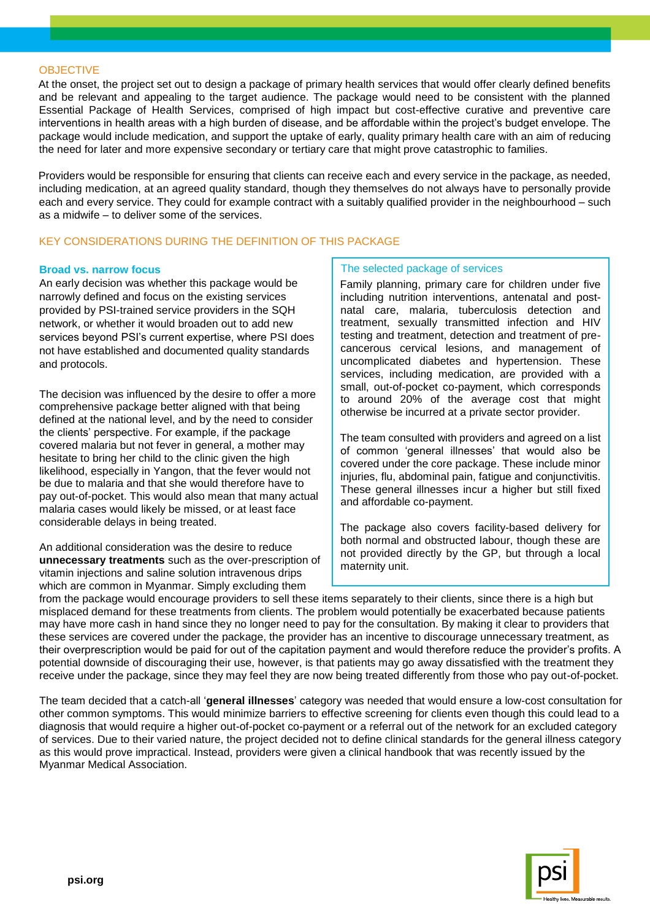## OBJECTIVE

At the onset, the project set out to design a package of primary health services that would offer clearly defined benefits and be relevant and appealing to the target audience. The package would need to be consistent with the planned Essential Package of Health Services, comprised of high impact but cost-effective curative and preventive care interventions in health areas with a high burden of disease, and be affordable within the project's budget envelope. The package would include medication, and support the uptake of early, quality primary health care with an aim of reducing the need for later and more expensive secondary or tertiary care that might prove catastrophic to families.

Providers would be responsible for ensuring that clients can receive each and every service in the package, as needed, including medication, at an agreed quality standard, though they themselves do not always have to personally provide each and every service. They could for example contract with a suitably qualified provider in the neighbourhood – such as a midwife – to deliver some of the services.

## KEY CONSIDERATIONS DURING THE DEFINITION OF THIS PACKAGE

### Broad vs. narrow focus

An early decision was whether this package would be narrowly defined and focus on the existing services provided by PSI-trained service providers in the SQH network, or whether it would broaden out to add new services beyond PSI's current expertise, where PSI does not have established and documented quality standards and protocols.

The decision was influenced by the desire to offer a more comprehensive package better aligned with that being defined at the national level, and by the need to consider the clients' perspective. For example, if the package covered malaria but not fever in general, a mother may hesitate to bring her child to the clinic given the high likelihood, especially in Yangon, that the fever would not be due to malaria and that she would therefore have to pay out-of-pocket. This would also mean that many actual malaria cases would likely be missed, or at least face considerable delays in being treated.

An additional consideration was the desire to reduce **unnecessary treatments** such as the over-prescription of vitamin injections and saline solution intravenous drips which are common in Myanmar. Simply excluding them from the package would encourage providers to sell these items separately to their clients, since there is a high but misplaced demand for these treatments from clients. The problem would potentially be exacerbated because patients may have more cash in hand since they no longer need to pay for the consultation. By making it clear to providers that these services are covered under the package, the provider has an incentive to discourage unnecessary treatment, as their overprescription would be paid for out of the capitation payment and would therefore reduce the provider's profits. A potential downside of discouraging their use, however, is that patients may go away dissatisfied with the treatment they receive under the package, since they may feel they are now being treated differently from those who pay out-of-pocket.

The team decided that a catch-all '**general illnesses**' category was needed that would ensure a low-cost consultation for other common symptoms. This would minimize barriers to effective screening for clients even though this could lead to a diagnosis that would require a higher out-of-pocket co-payment or a referral out of the network for an excluded category of services. Due to their varied nature, the project decided not to define clinical standards for the general illness category as this would prove impractical. Instead, providers were given a clinical handbook that was recently issued by the Myanmar Medical Association.

### The selected package of services

Family planning, primary care for children under five including nutrition interventions, antenatal and post-natal care, malaria, tuberculosis detection and treatment, sexually transmitted infection and HIV testing and treatment, detection and treatment of pre-cancerous cervical lesions, and management of uncomplicated diabetes and hypertension. These services, including medication, are provided with a small, out-of-pocket co-payment, which corresponds to around 20% of the average cost that might otherwise be incurred at a private sector provider.

The team consulted with providers and agreed on a list of common 'general illnesses' that would also be covered under the core package. These include minor injuries, flu, abdominal pain, fatigue and conjunctivitis. These general illnesses incur a higher but still fixed and affordable co-payment.

The package also covers facility-based delivery for both normal and obstructed labour, though these are not provided directly by the GP, but through a local maternity unit.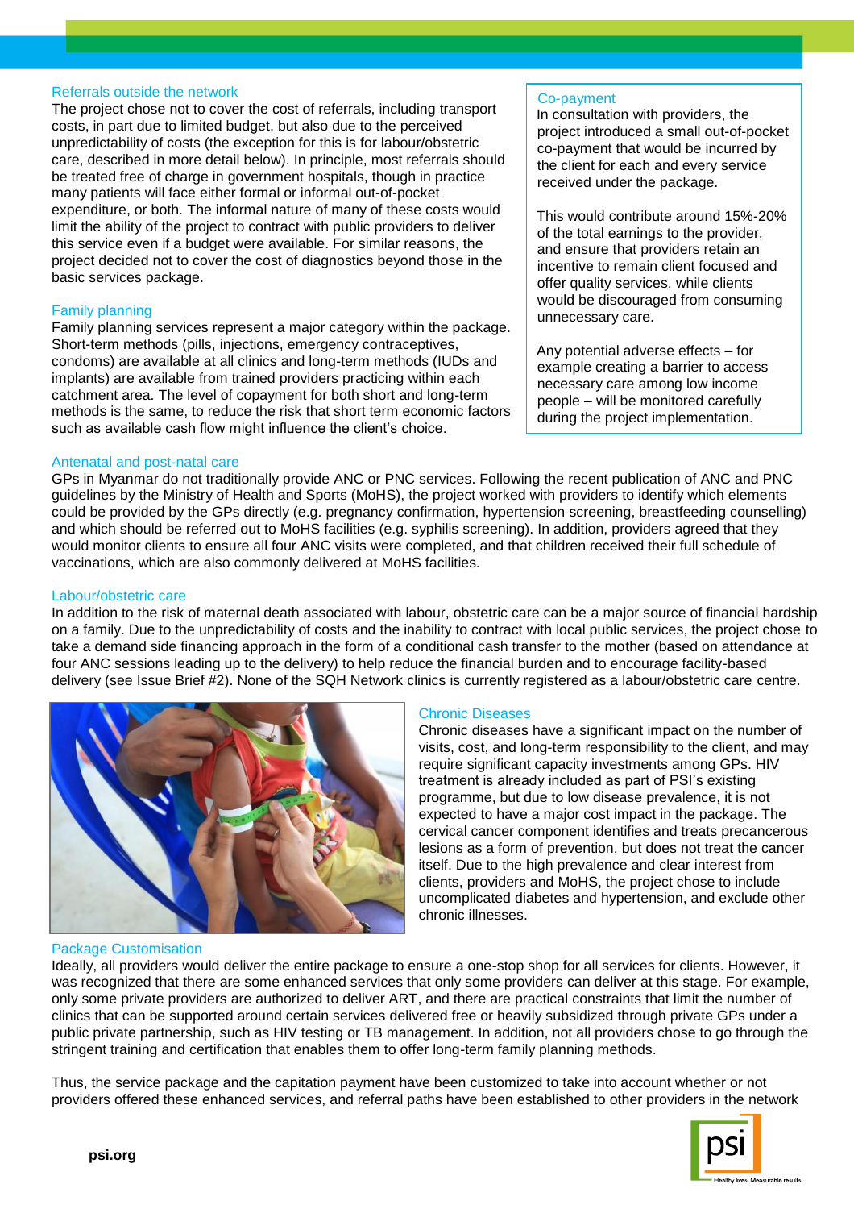### Referrals outside the network

The project chose not to cover the cost of referrals, including transport costs, in part due to limited budget, but also due to the perceived unpredictability of costs (the exception for this is for labour/obstetric care, described in more detail below). In principle, most referrals should be treated free of charge in government hospitals, though in practice many patients will face either formal or informal out-of-pocket expenditure, or both. The informal nature of many of these costs would limit the ability of the project to contract with public providers to deliver this service even if a budget were available. For similar reasons, the project decided not to cover the cost of diagnostics beyond those in the basic services package.

### Family planning

Family planning services represent a major category within the package. Short-term methods (pills, injections, emergency contraceptives, condoms) are available at all clinics and long-term methods (IUDs and implants) are available from trained providers practicing within each catchment area. The level of copayment for both short and long-term methods is the same, to reduce the risk that short term economic factors such as available cash flow might influence the client's choice.

### Co-payment

In consultation with providers, the project introduced a small out-of-pocket co-payment that would be incurred by the client for each and every service received under the package.

This would contribute around 15%-20% of the total earnings to the provider, and ensure that providers retain an incentive to remain client focused and offer quality services, while clients would be discouraged from consuming unnecessary care.

Any potential adverse effects – for example creating a barrier to access necessary care among low income people – will be monitored carefully during the project implementation.

### Antenatal and post-natal care

GPs in Myanmar do not traditionally provide ANC or PNC services. Following the recent publication of ANC and PNC guidelines by the Ministry of Health and Sports (MoHS), the project worked with providers to identify which elements could be provided by the GPs directly (e.g. pregnancy confirmation, hypertension screening, breastfeeding counselling) and which should be referred out to MoHS facilities (e.g. syphilis screening). In addition, providers agreed that they would monitor clients to ensure all four ANC visits were completed, and that children received their full schedule of vaccinations, which are also commonly delivered at MoHS facilities.

### Labour/obstetric care

In addition to the risk of maternal death associated with labour, obstetric care can be a major source of financial hardship on a family. Due to the unpredictability of costs and the inability to contract with local public services, the project chose to take a demand side financing approach in the form of a conditional cash transfer to the mother (based on attendance at four ANC sessions leading up to the delivery) to help reduce the financial burden and to encourage facility-based delivery (see Issue Brief #2). None of the SQH Network clinics is currently registered as a labour/obstetric care centre.

### Chronic Diseases

Chronic diseases have a significant impact on the number of visits, cost, and long-term responsibility to the client, and may require significant capacity investments among GPs. HIV treatment is already included as part of PSI's existing programme, but due to low disease prevalence, it is not expected to have a major cost impact in the package. The cervical cancer component identifies and treats precancerous lesions as a form of prevention, but does not treat the cancer itself. Due to the high prevalence and clear interest from clients, providers and MoHS, the project chose to include uncomplicated diabetes and hypertension, and exclude other chronic illnesses.

### Package Customisation

Ideally, all providers would deliver the entire package to ensure a one-stop shop for all services for clients. However, it was recognized that there are some enhanced services that only some providers can deliver at this stage. For example, only some private providers are authorized to deliver ART, and there are practical constraints that limit the number of clinics that can be supported around certain services delivered free or heavily subsidized through private GPs under a public private partnership, such as HIV testing or TB management. In addition, not all providers chose to go through the stringent training and certification that enables them to offer long-term family planning methods.

Thus, the service package and the capitation payment have been customized to take into account whether or not providers offered these enhanced services, and referral paths have been established to other providers in the network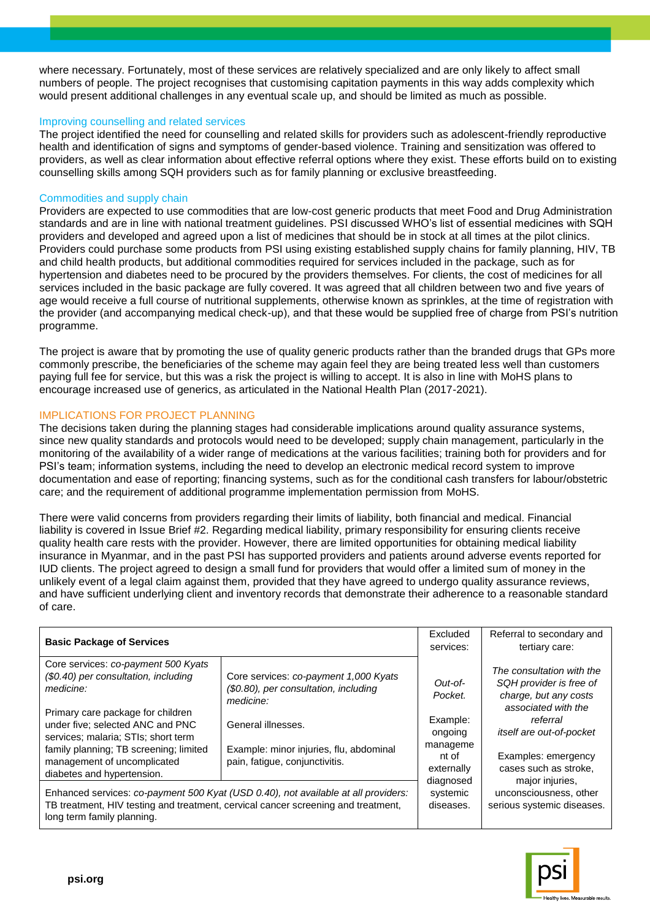where necessary. Fortunately, most of these services are relatively specialized and are only likely to affect small numbers of people. The project recognises that customising capitation payments in this way adds complexity which would present additional challenges in any eventual scale up, and should be limited as much as possible.

### Improving counselling and related services

The project identified the need for counselling and related skills for providers such as adolescent-friendly reproductive health and identification of signs and symptoms of gender-based violence. Training and sensitization was offered to providers, as well as clear information about effective referral options where they exist. These efforts build on to existing counselling skills among SQH providers such as for family planning or exclusive breastfeeding.

### Commodities and supply chain

Providers are expected to use commodities that are low-cost generic products that meet Food and Drug Administration standards and are in line with national treatment guidelines. PSI discussed WHO's list of essential medicines with SQH providers and developed and agreed upon a list of medicines that should be in stock at all times at the pilot clinics. Providers could purchase some products from PSI using existing established supply chains for family planning, HIV, TB and child health products, but additional commodities required for services included in the package, such as for hypertension and diabetes need to be procured by the providers themselves. For clients, the cost of medicines for all services included in the basic package are fully covered. It was agreed that all children between two and five years of age would receive a full course of nutritional supplements, otherwise known as sprinkles, at the time of registration with the provider (and accompanying medical check-up), and that these would be supplied free of charge from PSI's nutrition programme.

The project is aware that by promoting the use of quality generic products rather than the branded drugs that GPs more commonly prescribe, the beneficiaries of the scheme may again feel they are being treated less well than customers paying full fee for service, but this was a risk the project is willing to accept. It is also in line with MoHS plans to encourage increased use of generics, as articulated in the National Health Plan (2017-2021).

## IMPLICATIONS FOR PROJECT PLANNING

The decisions taken during the planning stages had considerable implications around quality assurance systems, since new quality standards and protocols would need to be developed; supply chain management, particularly in the monitoring of the availability of a wider range of medications at the various facilities; training both for providers and for PSI's team; information systems, including the need to develop an electronic medical record system to improve documentation and ease of reporting; financing systems, such as for the conditional cash transfers for labour/obstetric care; and the requirement of additional programme implementation permission from MoHS.

There were valid concerns from providers regarding their limits of liability, both financial and medical. Financial liability is covered in Issue Brief #2. Regarding medical liability, primary responsibility for ensuring clients receive quality health care rests with the provider. However, there are limited opportunities for obtaining medical liability insurance in Myanmar, and in the past PSI has supported providers and patients around adverse events reported for IUD clients. The project agreed to design a small fund for providers that would offer a limited sum of money in the unlikely event of a legal claim against them, provided that they have agreed to undergo quality assurance reviews, and have sufficient underlying client and inventory records that demonstrate their adherence to a reasonable standard of care.

| **Basic Package of Services** | | Excluded services: | Referral to secondary and tertiary care: |
|---|---|---|---|
| Core services: *co-payment 500 Kyats ($0.40) per consultation, including medicine:* <br><br> Primary care package for children under five; selected ANC and PNC services; malaria; STIs; short term family planning; TB screening; limited management of uncomplicated diabetes and hypertension. | Core services: *co-payment 1,000 Kyats ($0.80), per consultation, including medicine:* <br><br> General illnesses. <br><br> Example: minor injuries, flu, abdominal pain, fatigue, conjunctivitis. | *Out-of-Pocket.* <br><br> Example: ongoing management of externally diagnosed systemic diseases. | *The consultation with the SQH provider is free of charge, but any costs associated with the referral itself are out-of-pocket* <br><br> Examples: emergency cases such as stroke, major injuries, unconsciousness, other serious systemic diseases. |
| Enhanced services: *co-payment 500 Kyat (USD 0.40), not available at all providers:* TB treatment, HIV testing and treatment, cervical cancer screening and treatment, long term family planning. | | | |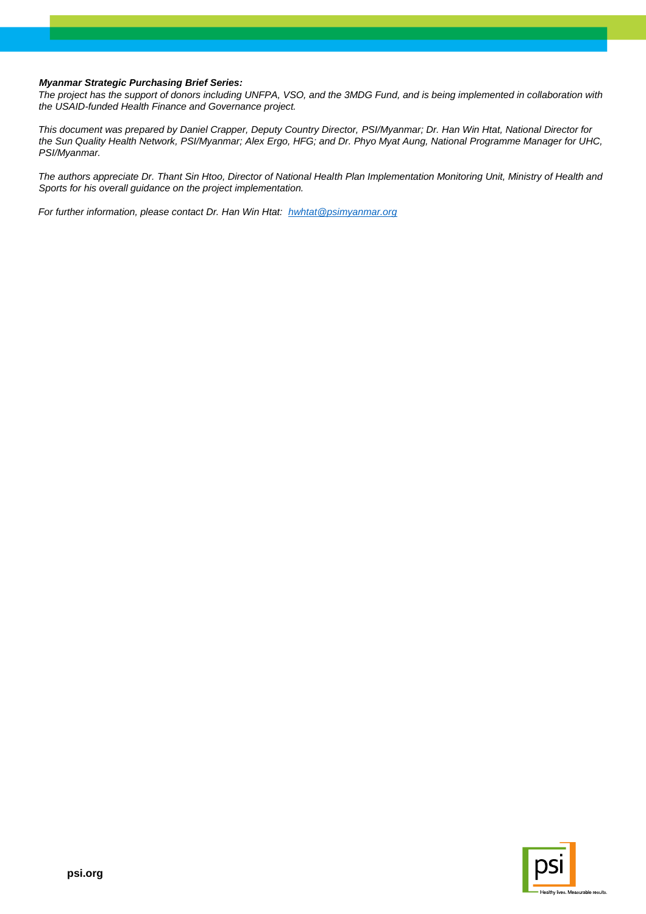***Myanmar Strategic Purchasing Brief Series:***
*The project has the support of donors including UNFPA, VSO, and the 3MDG Fund, and is being implemented in collaboration with the USAID-funded Health Finance and Governance project.*

*This document was prepared by Daniel Crapper, Deputy Country Director, PSI/Myanmar; Dr. Han Win Htat, National Director for the Sun Quality Health Network, PSI/Myanmar; Alex Ergo, HFG; and Dr. Phyo Myat Aung, National Programme Manager for UHC, PSI/Myanmar.*

*The authors appreciate Dr. Thant Sin Htoo, Director of National Health Plan Implementation Monitoring Unit, Ministry of Health and Sports for his overall guidance on the project implementation.*

*For further information, please contact Dr. Han Win Htat: [hwhtat@psimyanmar.org](mailto:hwhtat@psimyanmar.org)*

**psi.org**

psi
Healthy lives. Measurable results.